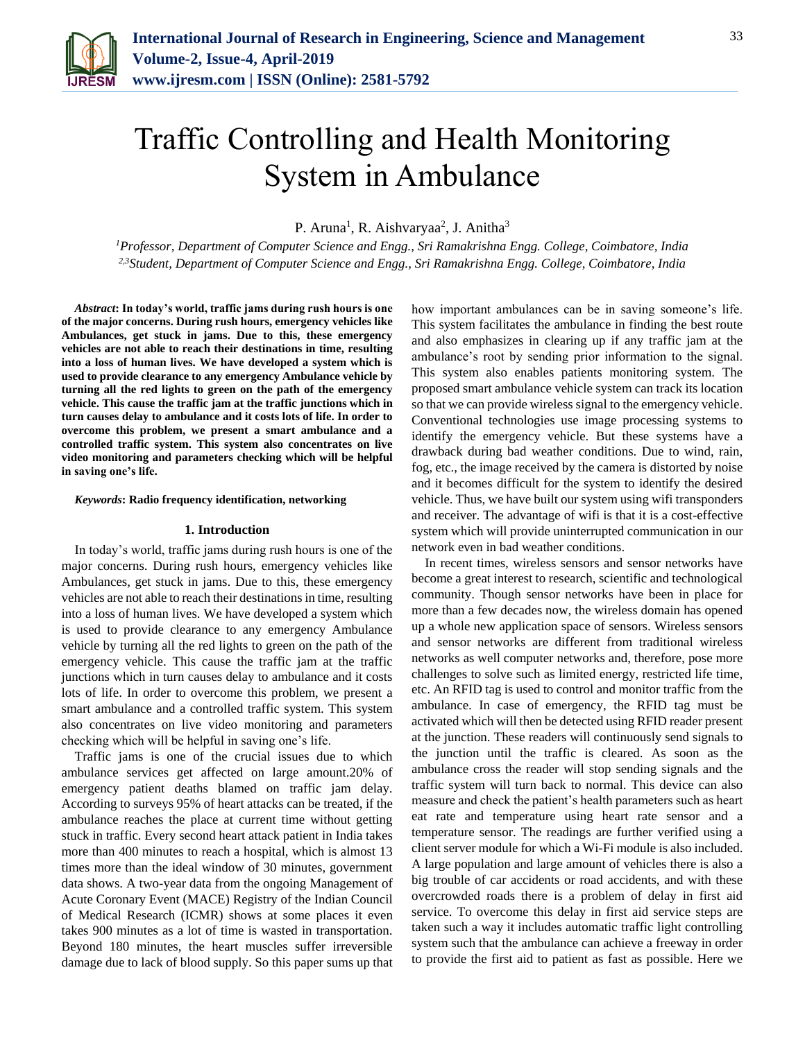# Traffic Controlling and Health Monitoring System in Ambulance

P. Aruna[1], R. Aishvaryaa[2], J. Anitha[3]

[1]*Professor, Department of Computer Science and Engg., Sri Ramakrishna Engg. College, Coimbatore, India*
[2,3]*Student, Department of Computer Science and Engg., Sri Ramakrishna Engg. College, Coimbatore, India*

***Abstract*: In today's world, traffic jams during rush hours is one of the major concerns. During rush hours, emergency vehicles like Ambulances, get stuck in jams. Due to this, these emergency vehicles are not able to reach their destinations in time, resulting into a loss of human lives. We have developed a system which is used to provide clearance to any emergency Ambulance vehicle by turning all the red lights to green on the path of the emergency vehicle. This cause the traffic jam at the traffic junctions which in turn causes delay to ambulance and it costs lots of life. In order to overcome this problem, we present a smart ambulance and a controlled traffic system. This system also concentrates on live video monitoring and parameters checking which will be helpful in saving one's life.**

***Keywords*: Radio frequency identification, networking**

## 1. Introduction

In today's world, traffic jams during rush hours is one of the major concerns. During rush hours, emergency vehicles like Ambulances, get stuck in jams. Due to this, these emergency vehicles are not able to reach their destinations in time, resulting into a loss of human lives. We have developed a system which is used to provide clearance to any emergency Ambulance vehicle by turning all the red lights to green on the path of the emergency vehicle. This cause the traffic jam at the traffic junctions which in turn causes delay to ambulance and it costs lots of life. In order to overcome this problem, we present a smart ambulance and a controlled traffic system. This system also concentrates on live video monitoring and parameters checking which will be helpful in saving one's life.

Traffic jams is one of the crucial issues due to which ambulance services get affected on large amount.20% of emergency patient deaths blamed on traffic jam delay. According to surveys 95% of heart attacks can be treated, if the ambulance reaches the place at current time without getting stuck in traffic. Every second heart attack patient in India takes more than 400 minutes to reach a hospital, which is almost 13 times more than the ideal window of 30 minutes, government data shows. A two-year data from the ongoing Management of Acute Coronary Event (MACE) Registry of the Indian Council of Medical Research (ICMR) shows at some places it even takes 900 minutes as a lot of time is wasted in transportation. Beyond 180 minutes, the heart muscles suffer irreversible damage due to lack of blood supply. So this paper sums up that how important ambulances can be in saving someone's life. This system facilitates the ambulance in finding the best route and also emphasizes in clearing up if any traffic jam at the ambulance's root by sending prior information to the signal. This system also enables patients monitoring system. The proposed smart ambulance vehicle system can track its location so that we can provide wireless signal to the emergency vehicle. Conventional technologies use image processing systems to identify the emergency vehicle. But these systems have a drawback during bad weather conditions. Due to wind, rain, fog, etc., the image received by the camera is distorted by noise and it becomes difficult for the system to identify the desired vehicle. Thus, we have built our system using wifi transponders and receiver. The advantage of wifi is that it is a cost-effective system which will provide uninterrupted communication in our network even in bad weather conditions.

In recent times, wireless sensors and sensor networks have become a great interest to research, scientific and technological community. Though sensor networks have been in place for more than a few decades now, the wireless domain has opened up a whole new application space of sensors. Wireless sensors and sensor networks are different from traditional wireless networks as well computer networks and, therefore, pose more challenges to solve such as limited energy, restricted life time, etc. An RFID tag is used to control and monitor traffic from the ambulance. In case of emergency, the RFID tag must be activated which will then be detected using RFID reader present at the junction. These readers will continuously send signals to the junction until the traffic is cleared. As soon as the ambulance cross the reader will stop sending signals and the traffic system will turn back to normal. This device can also measure and check the patient's health parameters such as heart eat rate and temperature using heart rate sensor and a temperature sensor. The readings are further verified using a client server module for which a Wi-Fi module is also included. A large population and large amount of vehicles there is also a big trouble of car accidents or road accidents, and with these overcrowded roads there is a problem of delay in first aid service. To overcome this delay in first aid service steps are taken such a way it includes automatic traffic light controlling system such that the ambulance can achieve a freeway in order to provide the first aid to patient as fast as possible. Here we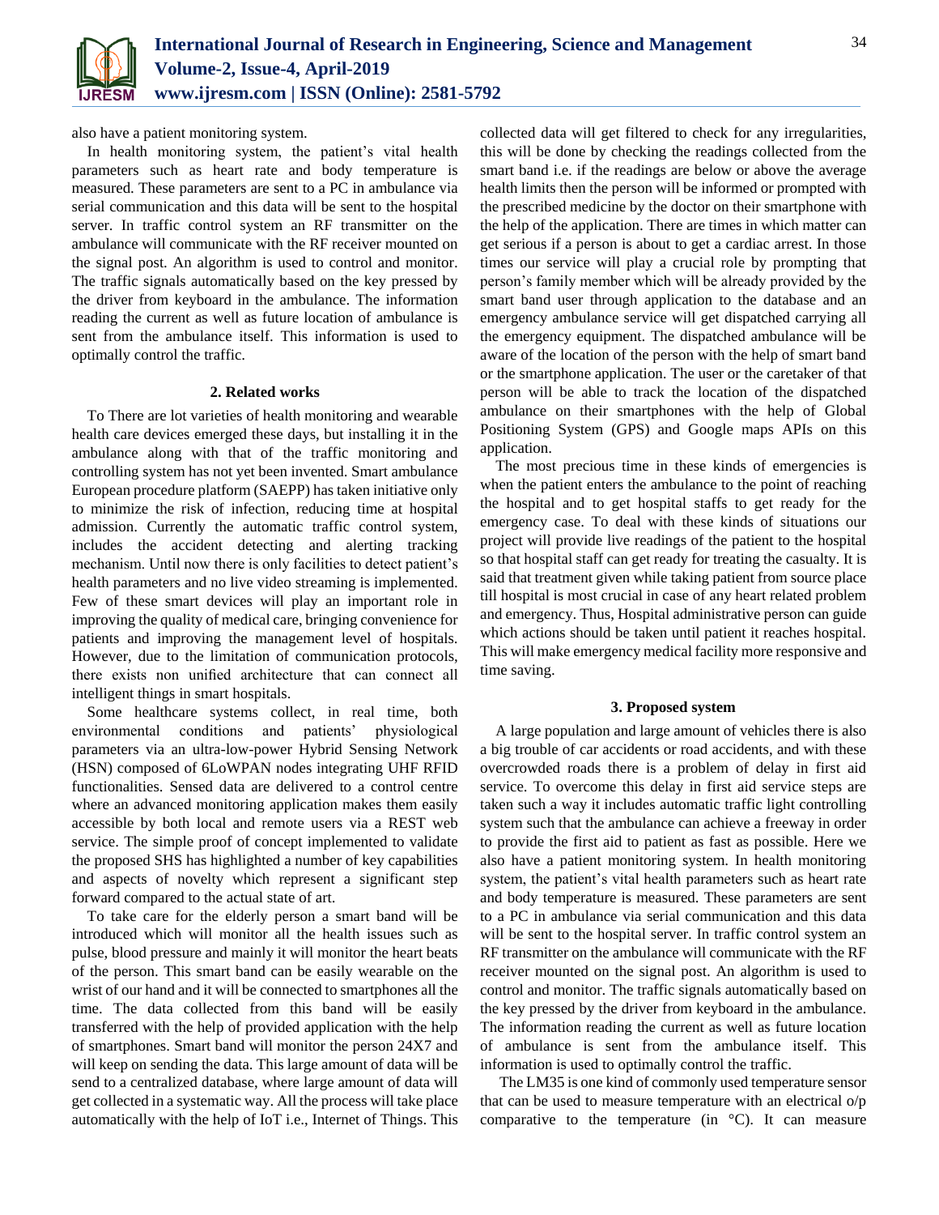also have a patient monitoring system.

In health monitoring system, the patient's vital health parameters such as heart rate and body temperature is measured. These parameters are sent to a PC in ambulance via serial communication and this data will be sent to the hospital server. In traffic control system an RF transmitter on the ambulance will communicate with the RF receiver mounted on the signal post. An algorithm is used to control and monitor. The traffic signals automatically based on the key pressed by the driver from keyboard in the ambulance. The information reading the current as well as future location of ambulance is sent from the ambulance itself. This information is used to optimally control the traffic.

## 2. Related works

To There are lot varieties of health monitoring and wearable health care devices emerged these days, but installing it in the ambulance along with that of the traffic monitoring and controlling system has not yet been invented. Smart ambulance European procedure platform (SAEPP) has taken initiative only to minimize the risk of infection, reducing time at hospital admission. Currently the automatic traffic control system, includes the accident detecting and alerting tracking mechanism. Until now there is only facilities to detect patient's health parameters and no live video streaming is implemented. Few of these smart devices will play an important role in improving the quality of medical care, bringing convenience for patients and improving the management level of hospitals. However, due to the limitation of communication protocols, there exists non unified architecture that can connect all intelligent things in smart hospitals.

Some healthcare systems collect, in real time, both environmental conditions and patients' physiological parameters via an ultra-low-power Hybrid Sensing Network (HSN) composed of 6LoWPAN nodes integrating UHF RFID functionalities. Sensed data are delivered to a control centre where an advanced monitoring application makes them easily accessible by both local and remote users via a REST web service. The simple proof of concept implemented to validate the proposed SHS has highlighted a number of key capabilities and aspects of novelty which represent a significant step forward compared to the actual state of art.

To take care for the elderly person a smart band will be introduced which will monitor all the health issues such as pulse, blood pressure and mainly it will monitor the heart beats of the person. This smart band can be easily wearable on the wrist of our hand and it will be connected to smartphones all the time. The data collected from this band will be easily transferred with the help of provided application with the help of smartphones. Smart band will monitor the person 24X7 and will keep on sending the data. This large amount of data will be send to a centralized database, where large amount of data will get collected in a systematic way. All the process will take place automatically with the help of IoT i.e., Internet of Things. This collected data will get filtered to check for any irregularities, this will be done by checking the readings collected from the smart band i.e. if the readings are below or above the average health limits then the person will be informed or prompted with the prescribed medicine by the doctor on their smartphone with the help of the application. There are times in which matter can get serious if a person is about to get a cardiac arrest. In those times our service will play a crucial role by prompting that person's family member which will be already provided by the smart band user through application to the database and an emergency ambulance service will get dispatched carrying all the emergency equipment. The dispatched ambulance will be aware of the location of the person with the help of smart band or the smartphone application. The user or the caretaker of that person will be able to track the location of the dispatched ambulance on their smartphones with the help of Global Positioning System (GPS) and Google maps APIs on this application.

The most precious time in these kinds of emergencies is when the patient enters the ambulance to the point of reaching the hospital and to get hospital staffs to get ready for the emergency case. To deal with these kinds of situations our project will provide live readings of the patient to the hospital so that hospital staff can get ready for treating the casualty. It is said that treatment given while taking patient from source place till hospital is most crucial in case of any heart related problem and emergency. Thus, Hospital administrative person can guide which actions should be taken until patient it reaches hospital. This will make emergency medical facility more responsive and time saving.

## 3. Proposed system

A large population and large amount of vehicles there is also a big trouble of car accidents or road accidents, and with these overcrowded roads there is a problem of delay in first aid service. To overcome this delay in first aid service steps are taken such a way it includes automatic traffic light controlling system such that the ambulance can achieve a freeway in order to provide the first aid to patient as fast as possible. Here we also have a patient monitoring system. In health monitoring system, the patient's vital health parameters such as heart rate and body temperature is measured. These parameters are sent to a PC in ambulance via serial communication and this data will be sent to the hospital server. In traffic control system an RF transmitter on the ambulance will communicate with the RF receiver mounted on the signal post. An algorithm is used to control and monitor. The traffic signals automatically based on the key pressed by the driver from keyboard in the ambulance. The information reading the current as well as future location of ambulance is sent from the ambulance itself. This information is used to optimally control the traffic.

The LM35 is one kind of commonly used temperature sensor that can be used to measure temperature with an electrical o/p comparative to the temperature (in °C). It can measure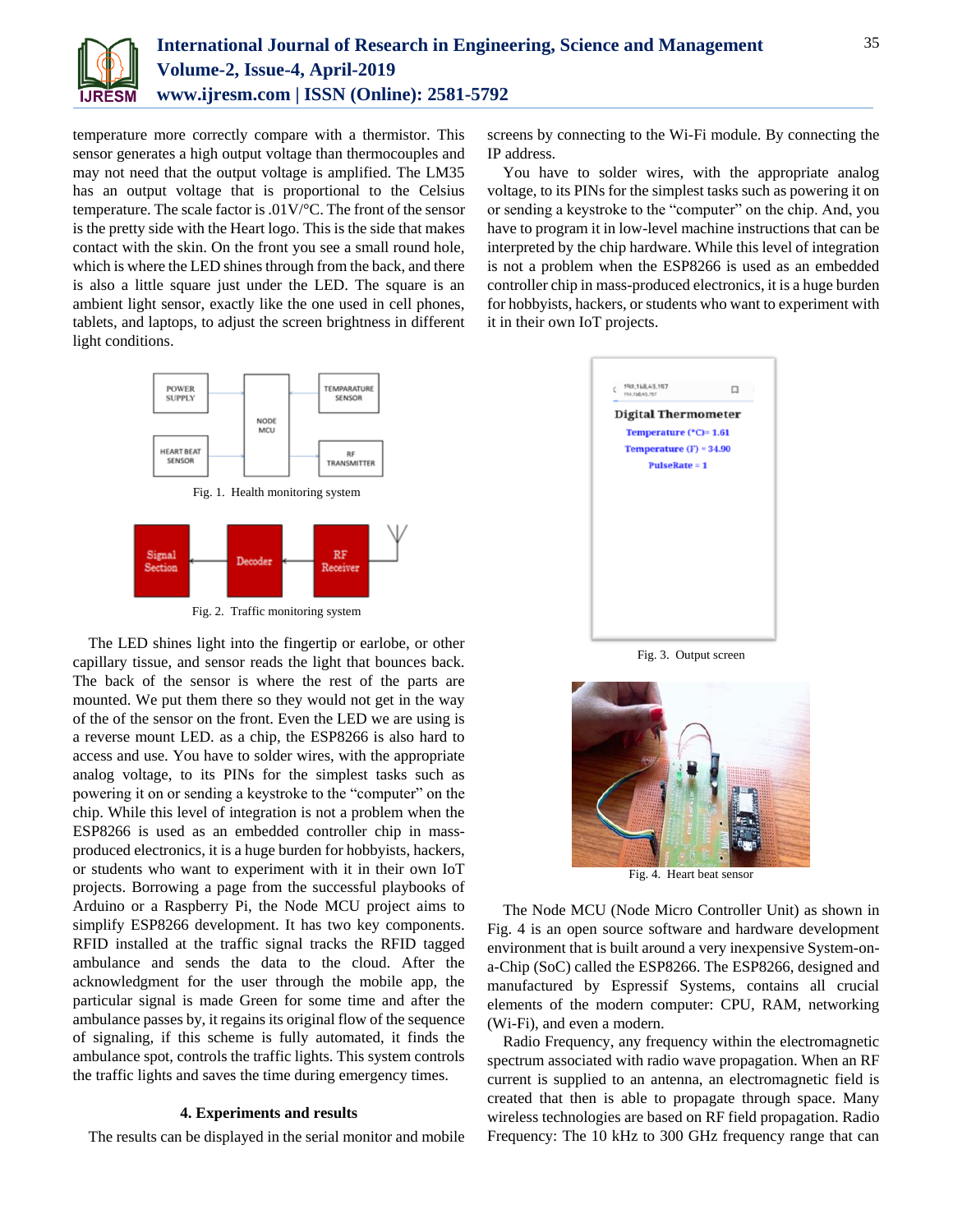temperature more correctly compare with a thermistor. This sensor generates a high output voltage than thermocouples and may not need that the output voltage is amplified. The LM35 has an output voltage that is proportional to the Celsius temperature. The scale factor is .01V/°C. The front of the sensor is the pretty side with the Heart logo. This is the side that makes contact with the skin. On the front you see a small round hole, which is where the LED shines through from the back, and there is also a little square just under the LED. The square is an ambient light sensor, exactly like the one used in cell phones, tablets, and laptops, to adjust the screen brightness in different light conditions.

Fig. 1. Health monitoring system

Fig. 2. Traffic monitoring system

The LED shines light into the fingertip or earlobe, or other capillary tissue, and sensor reads the light that bounces back. The back of the sensor is where the rest of the parts are mounted. We put them there so they would not get in the way of the of the sensor on the front. Even the LED we are using is a reverse mount LED. as a chip, the ESP8266 is also hard to access and use. You have to solder wires, with the appropriate analog voltage, to its PINs for the simplest tasks such as powering it on or sending a keystroke to the "computer" on the chip. While this level of integration is not a problem when the ESP8266 is used as an embedded controller chip in mass-produced electronics, it is a huge burden for hobbyists, hackers, or students who want to experiment with it in their own IoT projects. Borrowing a page from the successful playbooks of Arduino or a Raspberry Pi, the Node MCU project aims to simplify ESP8266 development. It has two key components. RFID installed at the traffic signal tracks the RFID tagged ambulance and sends the data to the cloud. After the acknowledgment for the user through the mobile app, the particular signal is made Green for some time and after the ambulance passes by, it regains its original flow of the sequence of signaling, if this scheme is fully automated, it finds the ambulance spot, controls the traffic lights. This system controls the traffic lights and saves the time during emergency times.

## 4. Experiments and results

The results can be displayed in the serial monitor and mobile screens by connecting to the Wi-Fi module. By connecting the IP address.

You have to solder wires, with the appropriate analog voltage, to its PINs for the simplest tasks such as powering it on or sending a keystroke to the "computer" on the chip. And, you have to program it in low-level machine instructions that can be interpreted by the chip hardware. While this level of integration is not a problem when the ESP8266 is used as an embedded controller chip in mass-produced electronics, it is a huge burden for hobbyists, hackers, or students who want to experiment with it in their own IoT projects.

Fig. 3. Output screen

Fig. 4. Heart beat sensor

The Node MCU (Node Micro Controller Unit) as shown in Fig. 4 is an open source software and hardware development environment that is built around a very inexpensive System-on-a-Chip (SoC) called the ESP8266. The ESP8266, designed and manufactured by Espressif Systems, contains all crucial elements of the modern computer: CPU, RAM, networking (Wi-Fi), and even a modern.

Radio Frequency, any frequency within the electromagnetic spectrum associated with radio wave propagation. When an RF current is supplied to an antenna, an electromagnetic field is created that then is able to propagate through space. Many wireless technologies are based on RF field propagation. Radio Frequency: The 10 kHz to 300 GHz frequency range that can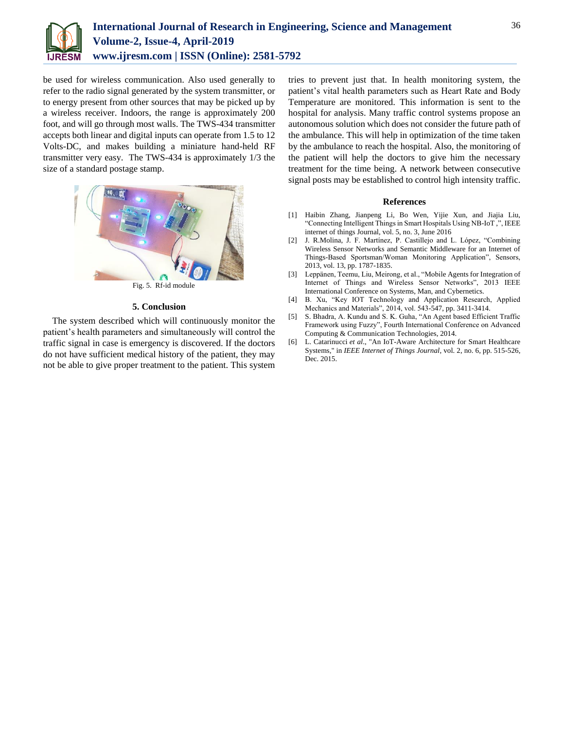be used for wireless communication. Also used generally to refer to the radio signal generated by the system transmitter, or to energy present from other sources that may be picked up by a wireless receiver. Indoors, the range is approximately 200 foot, and will go through most walls. The TWS-434 transmitter accepts both linear and digital inputs can operate from 1.5 to 12 Volts-DC, and makes building a miniature hand-held RF transmitter very easy. The TWS-434 is approximately 1/3 the size of a standard postage stamp.

Fig. 5. Rf-id module

## 5. Conclusion

The system described which will continuously monitor the patient's health parameters and simultaneously will control the traffic signal in case is emergency is discovered. If the doctors do not have sufficient medical history of the patient, they may not be able to give proper treatment to the patient. This system tries to prevent just that. In health monitoring system, the patient's vital health parameters such as Heart Rate and Body Temperature are monitored. This information is sent to the hospital for analysis. Many traffic control systems propose an autonomous solution which does not consider the future path of the ambulance. This will help in optimization of the time taken by the ambulance to reach the hospital. Also, the monitoring of the patient will help the doctors to give him the necessary treatment for the time being. A network between consecutive signal posts may be established to control high intensity traffic.

## References

[1] Haibin Zhang, Jianpeng Li, Bo Wen, Yijie Xun, and Jiajia Liu, "Connecting Intelligent Things in Smart Hospitals Using NB-IoT ,", IEEE internet of things Journal, vol. 5, no. 3, June 2016

[2] J. R.Molina, J. F. Martínez, P. Castillejo and L. López, "Combining Wireless Sensor Networks and Semantic Middleware for an Internet of Things-Based Sportsman/Woman Monitoring Application", Sensors, 2013, vol. 13, pp. 1787-1835.

[3] Leppänen, Teemu, Liu, Meirong, et al., "Mobile Agents for Integration of Internet of Things and Wireless Sensor Networks", 2013 IEEE International Conference on Systems, Man, and Cybernetics.

[4] B. Xu, "Key IOT Technology and Application Research, Applied Mechanics and Materials", 2014, vol. 543-547, pp. 3411-3414.

[5] S. Bhadra, A. Kundu and S. K. Guha, "An Agent based Efficient Traffic Framework using Fuzzy", Fourth International Conference on Advanced Computing & Communication Technologies, 2014.

[6] L. Catarinucci *et al.*, "An IoT-Aware Architecture for Smart Healthcare Systems," in *IEEE Internet of Things Journal*, vol. 2, no. 6, pp. 515-526, Dec. 2015.